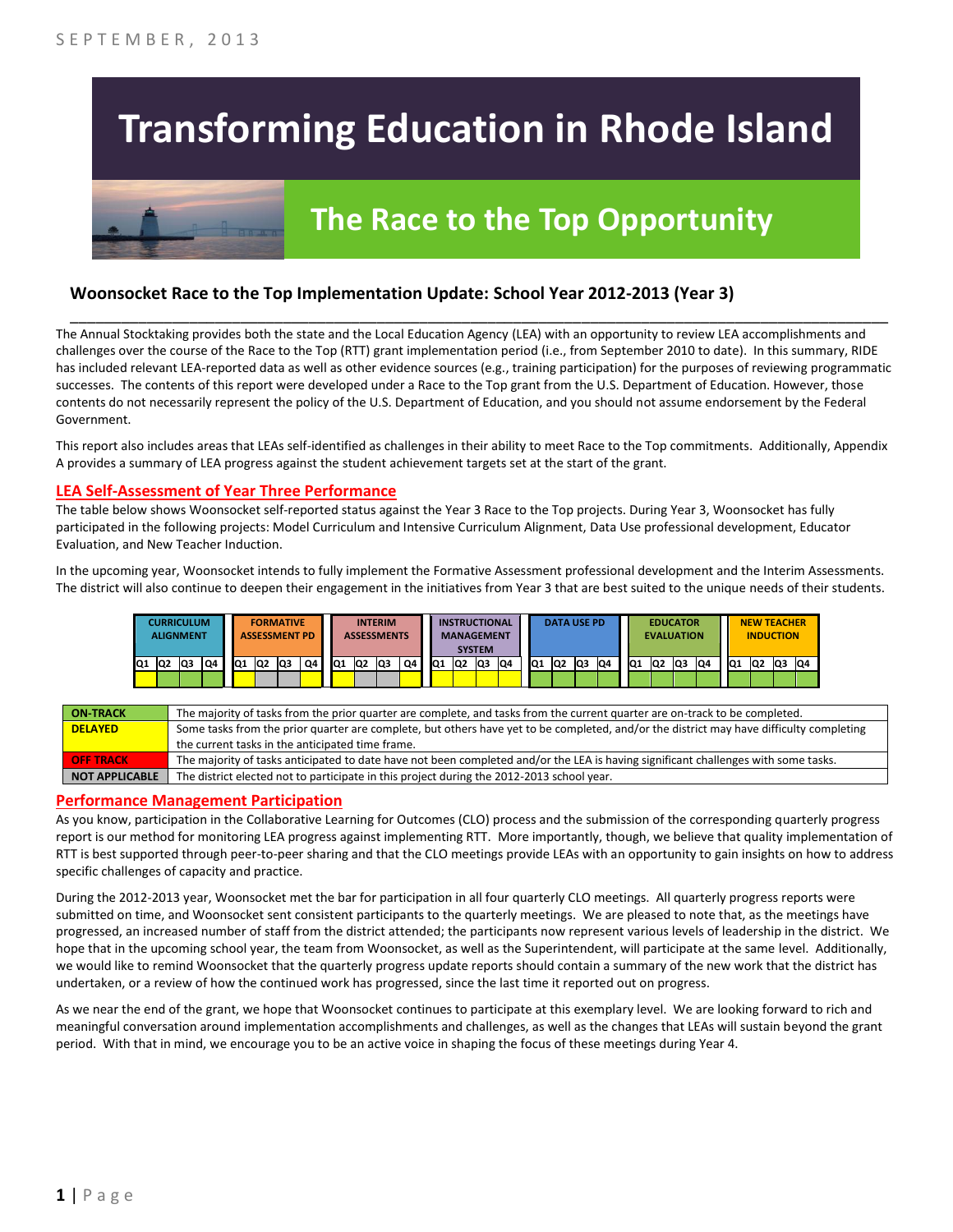SEPTEMBER, 2013

# Transforming Education in Rhode Island

## The Race to the Top Opportunity

### Woonsocket Race to the Top Implementation Update: School Year 2012-2013 (Year 3)

The Annual Stocktaking provides both the state and the Local Education Agency (LEA) with an opportunity to review LEA accomplishments and challenges over the course of the Race to the Top (RTT) grant implementation period (i.e., from September 2010 to date). In this summary, RIDE has included relevant LEA-reported data as well as other evidence sources (e.g., training participation) for the purposes of reviewing programmatic successes. The contents of this report were developed under a Race to the Top grant from the U.S. Department of Education. However, those contents do not necessarily represent the policy of the U.S. Department of Education, and you should not assume endorsement by the Federal Government.

This report also includes areas that LEAs self-identified as challenges in their ability to meet Race to the Top commitments. Additionally, Appendix A provides a summary of LEA progress against the student achievement targets set at the start of the grant.

## LEA Self-Assessment of Year Three Performance

The table below shows Woonsocket self-reported status against the Year 3 Race to the Top projects. During Year 3, Woonsocket has fully participated in the following projects: Model Curriculum and Intensive Curriculum Alignment, Data Use professional development, Educator Evaluation, and New Teacher Induction.

In the upcoming year, Woonsocket intends to fully implement the Formative Assessment professional development and the Interim Assessments. The district will also continue to deepen their engagement in the initiatives from Year 3 that are best suited to the unique needs of their students.

| Project | Q1 | Q2 | Q3 | Q4 |
|---|---|---|---|---|
| CURRICULUM ALIGNMENT | DELAYED | ON-TRACK | ON-TRACK | ON-TRACK |
| FORMATIVE ASSESSMENT PD | DELAYED | NOT APPLICABLE | NOT APPLICABLE | DELAYED |
| INTERIM ASSESSMENTS | DELAYED | NOT APPLICABLE | NOT APPLICABLE | DELAYED |
| INSTRUCTIONAL MANAGEMENT SYSTEM | DELAYED | DELAYED | DELAYED | DELAYED |
| DATA USE PD | ON-TRACK | ON-TRACK | ON-TRACK | ON-TRACK |
| EDUCATOR EVALUATION | ON-TRACK | ON-TRACK | ON-TRACK | ON-TRACK |
| NEW TEACHER INDUCTION | ON-TRACK | ON-TRACK | ON-TRACK | ON-TRACK |

| Status | Description |
|---|---|
| ON-TRACK | The majority of tasks from the prior quarter are complete, and tasks from the current quarter are on-track to be completed. |
| DELAYED | Some tasks from the prior quarter are complete, but others have yet to be completed, and/or the district may have difficulty completing the current tasks in the anticipated time frame. |
| OFF TRACK | The majority of tasks anticipated to date have not been completed and/or the LEA is having significant challenges with some tasks. |
| NOT APPLICABLE | The district elected not to participate in this project during the 2012-2013 school year. |

## Performance Management Participation

As you know, participation in the Collaborative Learning for Outcomes (CLO) process and the submission of the corresponding quarterly progress report is our method for monitoring LEA progress against implementing RTT. More importantly, though, we believe that quality implementation of RTT is best supported through peer-to-peer sharing and that the CLO meetings provide LEAs with an opportunity to gain insights on how to address specific challenges of capacity and practice.

During the 2012-2013 year, Woonsocket met the bar for participation in all four quarterly CLO meetings. All quarterly progress reports were submitted on time, and Woonsocket sent consistent participants to the quarterly meetings. We are pleased to note that, as the meetings have progressed, an increased number of staff from the district attended; the participants now represent various levels of leadership in the district. We hope that in the upcoming school year, the team from Woonsocket, as well as the Superintendent, will participate at the same level. Additionally, we would like to remind Woonsocket that the quarterly progress update reports should contain a summary of the new work that the district has undertaken, or a review of how the continued work has progressed, since the last time it reported out on progress.

As we near the end of the grant, we hope that Woonsocket continues to participate at this exemplary level. We are looking forward to rich and meaningful conversation around implementation accomplishments and challenges, as well as the changes that LEAs will sustain beyond the grant period. With that in mind, we encourage you to be an active voice in shaping the focus of these meetings during Year 4.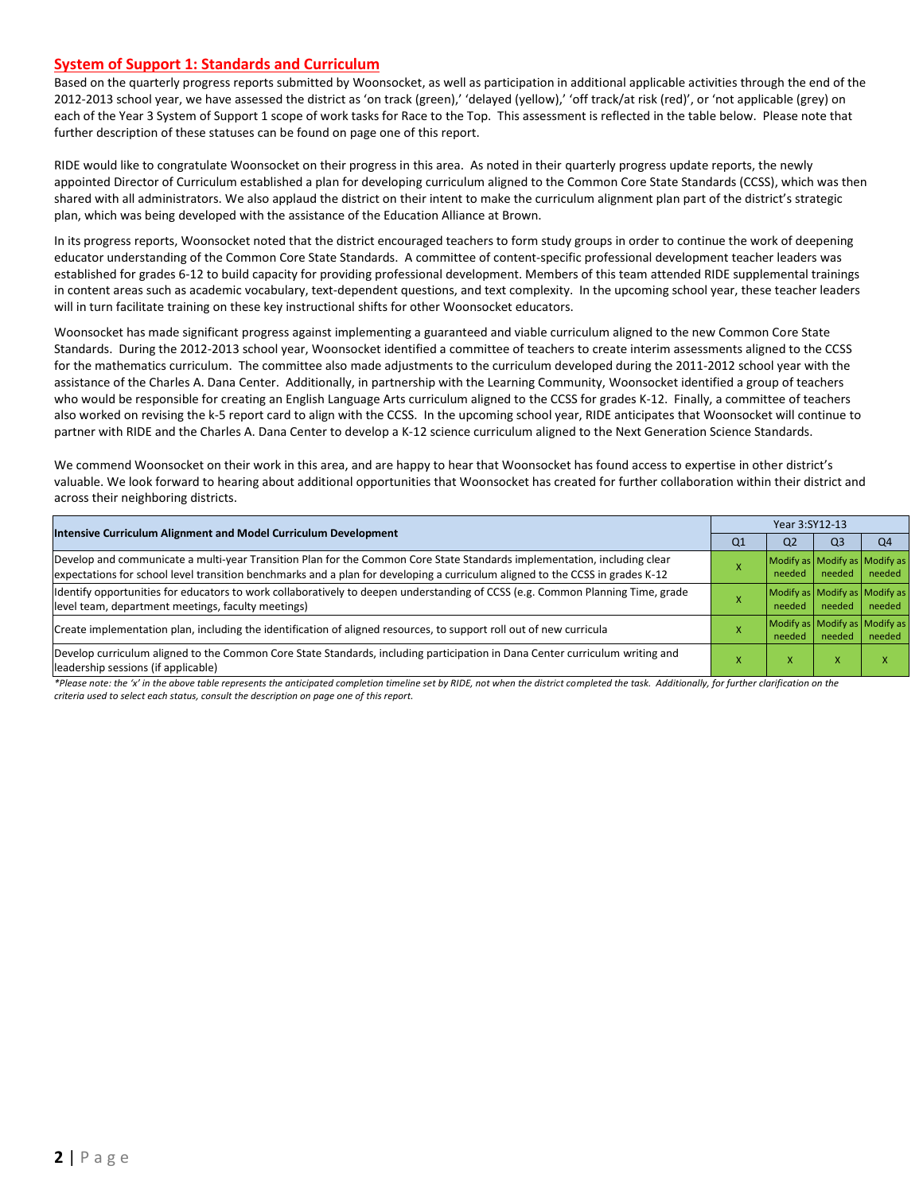## System of Support 1: Standards and Curriculum

Based on the quarterly progress reports submitted by Woonsocket, as well as participation in additional applicable activities through the end of the 2012-2013 school year, we have assessed the district as 'on track (green),' 'delayed (yellow),' 'off track/at risk (red)', or 'not applicable (grey) on each of the Year 3 System of Support 1 scope of work tasks for Race to the Top. This assessment is reflected in the table below. Please note that further description of these statuses can be found on page one of this report.

RIDE would like to congratulate Woonsocket on their progress in this area. As noted in their quarterly progress update reports, the newly appointed Director of Curriculum established a plan for developing curriculum aligned to the Common Core State Standards (CCSS), which was then shared with all administrators. We also applaud the district on their intent to make the curriculum alignment plan part of the district's strategic plan, which was being developed with the assistance of the Education Alliance at Brown.

In its progress reports, Woonsocket noted that the district encouraged teachers to form study groups in order to continue the work of deepening educator understanding of the Common Core State Standards. A committee of content-specific professional development teacher leaders was established for grades 6-12 to build capacity for providing professional development. Members of this team attended RIDE supplemental trainings in content areas such as academic vocabulary, text-dependent questions, and text complexity. In the upcoming school year, these teacher leaders will in turn facilitate training on these key instructional shifts for other Woonsocket educators.

Woonsocket has made significant progress against implementing a guaranteed and viable curriculum aligned to the new Common Core State Standards. During the 2012-2013 school year, Woonsocket identified a committee of teachers to create interim assessments aligned to the CCSS for the mathematics curriculum. The committee also made adjustments to the curriculum developed during the 2011-2012 school year with the assistance of the Charles A. Dana Center. Additionally, in partnership with the Learning Community, Woonsocket identified a group of teachers who would be responsible for creating an English Language Arts curriculum aligned to the CCSS for grades K-12. Finally, a committee of teachers also worked on revising the k-5 report card to align with the CCSS. In the upcoming school year, RIDE anticipates that Woonsocket will continue to partner with RIDE and the Charles A. Dana Center to develop a K-12 science curriculum aligned to the Next Generation Science Standards.

We commend Woonsocket on their work in this area, and are happy to hear that Woonsocket has found access to expertise in other district's valuable. We look forward to hearing about additional opportunities that Woonsocket has created for further collaboration within their district and across their neighboring districts.

| Intensive Curriculum Alignment and Model Curriculum Development | Year 3:SY12-13 | | | |
|---|---|---|---|---|
| | Q1 | Q2 | Q3 | Q4 |
| Develop and communicate a multi-year Transition Plan for the Common Core State Standards implementation, including clear expectations for school level transition benchmarks and a plan for developing a curriculum aligned to the CCSS in grades K-12 | X | Modify as needed | Modify as needed | Modify as needed |
| Identify opportunities for educators to work collaboratively to deepen understanding of CCSS (e.g. Common Planning Time, grade level team, department meetings, faculty meetings) | X | Modify as needed | Modify as needed | Modify as needed |
| Create implementation plan, including the identification of aligned resources, to support roll out of new curricula | X | Modify as needed | Modify as needed | Modify as needed |
| Develop curriculum aligned to the Common Core State Standards, including participation in Dana Center curriculum writing and leadership sessions (if applicable) | X | X | X | X |

*\*Please note: the 'x' in the above table represents the anticipated completion timeline set by RIDE, not when the district completed the task. Additionally, for further clarification on the criteria used to select each status, consult the description on page one of this report.*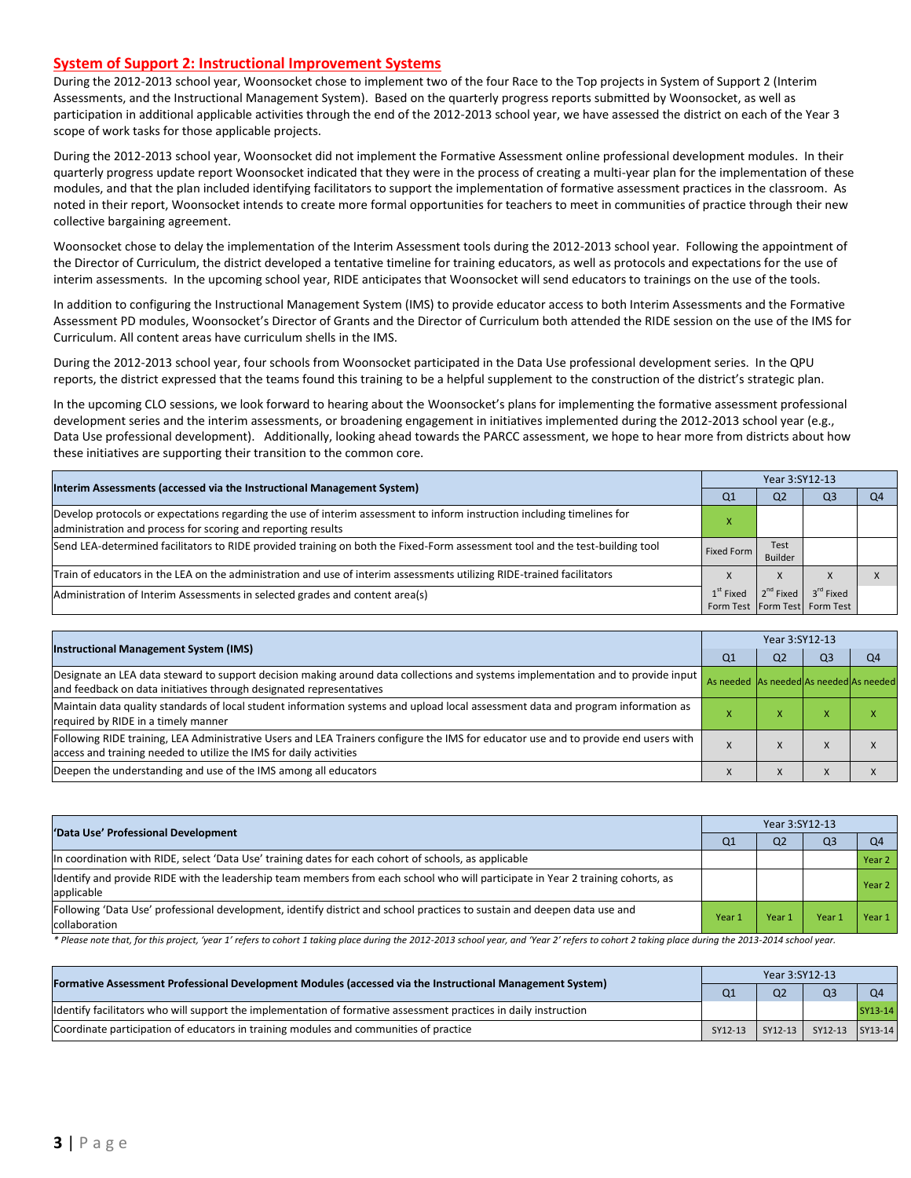## System of Support 2: Instructional Improvement Systems

During the 2012-2013 school year, Woonsocket chose to implement two of the four Race to the Top projects in System of Support 2 (Interim Assessments, and the Instructional Management System). Based on the quarterly progress reports submitted by Woonsocket, as well as participation in additional applicable activities through the end of the 2012-2013 school year, we have assessed the district on each of the Year 3 scope of work tasks for those applicable projects.

During the 2012-2013 school year, Woonsocket did not implement the Formative Assessment online professional development modules. In their quarterly progress update report Woonsocket indicated that they were in the process of creating a multi-year plan for the implementation of these modules, and that the plan included identifying facilitators to support the implementation of formative assessment practices in the classroom. As noted in their report, Woonsocket intends to create more formal opportunities for teachers to meet in communities of practice through their new collective bargaining agreement.

Woonsocket chose to delay the implementation of the Interim Assessment tools during the 2012-2013 school year. Following the appointment of the Director of Curriculum, the district developed a tentative timeline for training educators, as well as protocols and expectations for the use of interim assessments. In the upcoming school year, RIDE anticipates that Woonsocket will send educators to trainings on the use of the tools.

In addition to configuring the Instructional Management System (IMS) to provide educator access to both Interim Assessments and the Formative Assessment PD modules, Woonsocket's Director of Grants and the Director of Curriculum both attended the RIDE session on the use of the IMS for Curriculum. All content areas have curriculum shells in the IMS.

During the 2012-2013 school year, four schools from Woonsocket participated in the Data Use professional development series. In the QPU reports, the district expressed that the teams found this training to be a helpful supplement to the construction of the district's strategic plan.

In the upcoming CLO sessions, we look forward to hearing about the Woonsocket's plans for implementing the formative assessment professional development series and the interim assessments, or broadening engagement in initiatives implemented during the 2012-2013 school year (e.g., Data Use professional development). Additionally, looking ahead towards the PARCC assessment, we hope to hear more from districts about how these initiatives are supporting their transition to the common core.

| Interim Assessments (accessed via the Instructional Management System) | Year 3:SY12-13 | | | |
|---|---|---|---|---|
| | Q1 | Q2 | Q3 | Q4 |
| Develop protocols or expectations regarding the use of interim assessment to inform instruction including timelines for administration and process for scoring and reporting results | X | | | |
| Send LEA-determined facilitators to RIDE provided training on both the Fixed-Form assessment tool and the test-building tool | Fixed Form | Test Builder | | |
| Train of educators in the LEA on the administration and use of interim assessments utilizing RIDE-trained facilitators | X | X | X | X |
| Administration of Interim Assessments in selected grades and content area(s) | 1st Fixed Form Test | 2nd Fixed Form Test | 3rd Fixed Form Test | |

| Instructional Management System (IMS) | Year 3:SY12-13 | | | |
|---|---|---|---|---|
| | Q1 | Q2 | Q3 | Q4 |
| Designate an LEA data steward to support decision making around data collections and systems implementation and to provide input and feedback on data initiatives through designated representatives | As needed | As needed | As needed | As needed |
| Maintain data quality standards of local student information systems and upload local assessment data and program information as required by RIDE in a timely manner | X | X | X | X |
| Following RIDE training, LEA Administrative Users and LEA Trainers configure the IMS for educator use and to provide end users with access and training needed to utilize the IMS for daily activities | X | X | X | X |
| Deepen the understanding and use of the IMS among all educators | X | X | X | X |

| 'Data Use' Professional Development | Year 3:SY12-13 | | | |
|---|---|---|---|---|
| | Q1 | Q2 | Q3 | Q4 |
| In coordination with RIDE, select 'Data Use' training dates for each cohort of schools, as applicable | | | | Year 2 |
| Identify and provide RIDE with the leadership team members from each school who will participate in Year 2 training cohorts, as applicable | | | | Year 2 |
| Following 'Data Use' professional development, identify district and school practices to sustain and deepen data use and collaboration | Year 1 | Year 1 | Year 1 | Year 1 |

*\* Please note that, for this project, 'year 1' refers to cohort 1 taking place during the 2012-2013 school year, and 'Year 2' refers to cohort 2 taking place during the 2013-2014 school year.*

| Formative Assessment Professional Development Modules (accessed via the Instructional Management System) | Year 3:SY12-13 | | | |
|---|---|---|---|---|
| | Q1 | Q2 | Q3 | Q4 |
| Identify facilitators who will support the implementation of formative assessment practices in daily instruction | | | | SY13-14 |
| Coordinate participation of educators in training modules and communities of practice | SY12-13 | SY12-13 | SY12-13 | SY13-14 |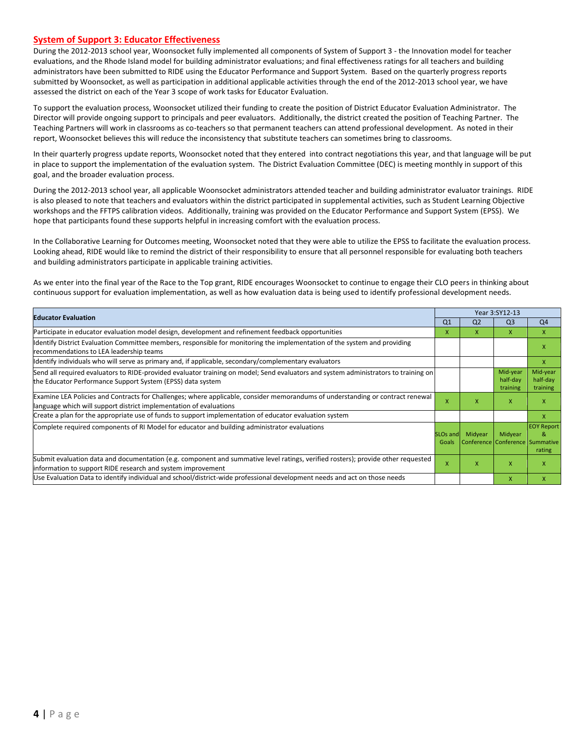## System of Support 3: Educator Effectiveness

During the 2012-2013 school year, Woonsocket fully implemented all components of System of Support 3 - the Innovation model for teacher evaluations, and the Rhode Island model for building administrator evaluations; and final effectiveness ratings for all teachers and building administrators have been submitted to RIDE using the Educator Performance and Support System. Based on the quarterly progress reports submitted by Woonsocket, as well as participation in additional applicable activities through the end of the 2012-2013 school year, we have assessed the district on each of the Year 3 scope of work tasks for Educator Evaluation.

To support the evaluation process, Woonsocket utilized their funding to create the position of District Educator Evaluation Administrator. The Director will provide ongoing support to principals and peer evaluators. Additionally, the district created the position of Teaching Partner. The Teaching Partners will work in classrooms as co-teachers so that permanent teachers can attend professional development. As noted in their report, Woonsocket believes this will reduce the inconsistency that substitute teachers can sometimes bring to classrooms.

In their quarterly progress update reports, Woonsocket noted that they entered into contract negotiations this year, and that language will be put in place to support the implementation of the evaluation system. The District Evaluation Committee (DEC) is meeting monthly in support of this goal, and the broader evaluation process.

During the 2012-2013 school year, all applicable Woonsocket administrators attended teacher and building administrator evaluator trainings. RIDE is also pleased to note that teachers and evaluators within the district participated in supplemental activities, such as Student Learning Objective workshops and the FFTPS calibration videos. Additionally, training was provided on the Educator Performance and Support System (EPSS). We hope that participants found these supports helpful in increasing comfort with the evaluation process.

In the Collaborative Learning for Outcomes meeting, Woonsocket noted that they were able to utilize the EPSS to facilitate the evaluation process. Looking ahead, RIDE would like to remind the district of their responsibility to ensure that all personnel responsible for evaluating both teachers and building administrators participate in applicable training activities.

As we enter into the final year of the Race to the Top grant, RIDE encourages Woonsocket to continue to engage their CLO peers in thinking about continuous support for evaluation implementation, as well as how evaluation data is being used to identify professional development needs.

| Educator Evaluation | Year 3:SY12-13 | | | |
|---|---|---|---|---|
| | Q1 | Q2 | Q3 | Q4 |
| Participate in educator evaluation model design, development and refinement feedback opportunities | X | X | X | X |
| Identify District Evaluation Committee members, responsible for monitoring the implementation of the system and providing recommendations to LEA leadership teams | | | | X |
| Identify individuals who will serve as primary and, if applicable, secondary/complementary evaluators | | | | X |
| Send all required evaluators to RIDE-provided evaluator training on model; Send evaluators and system administrators to training on the Educator Performance Support System (EPSS) data system | | | Mid-year half-day training | Mid-year half-day training |
| Examine LEA Policies and Contracts for Challenges; where applicable, consider memorandums of understanding or contract renewal language which will support district implementation of evaluations | X | X | X | X |
| Create a plan for the appropriate use of funds to support implementation of educator evaluation system | | | | X |
| Complete required components of RI Model for educator and building administrator evaluations | SLOs and Goals | Midyear Conference | Midyear Conference | EOY Report & Summative rating |
| Submit evaluation data and documentation (e.g. component and summative level ratings, verified rosters); provide other requested information to support RIDE research and system improvement | X | X | X | X |
| Use Evaluation Data to identify individual and school/district-wide professional development needs and act on those needs | | | X | X |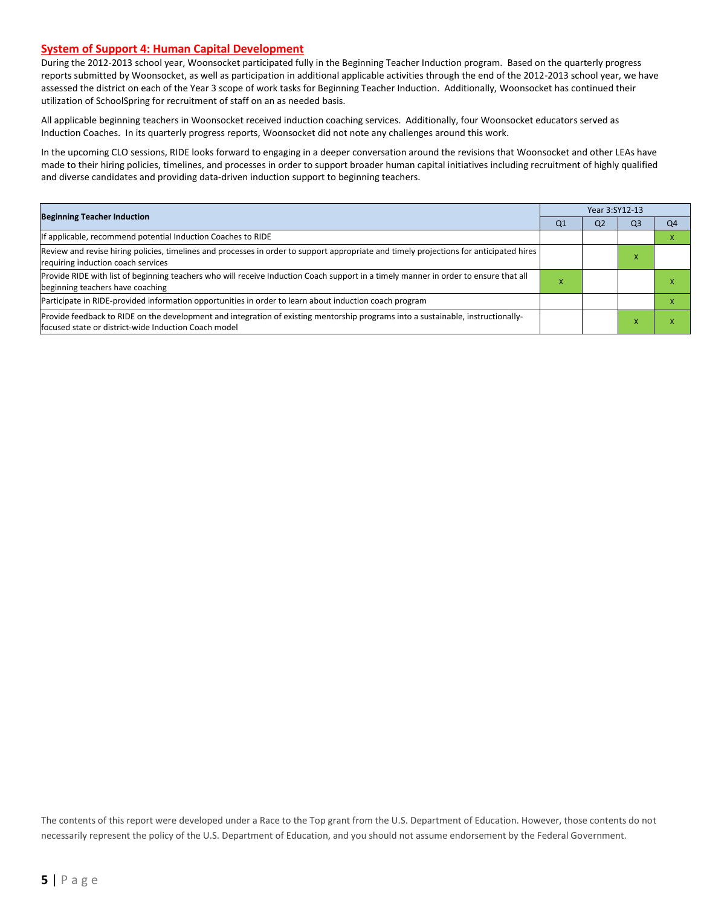## System of Support 4: Human Capital Development

During the 2012-2013 school year, Woonsocket participated fully in the Beginning Teacher Induction program. Based on the quarterly progress reports submitted by Woonsocket, as well as participation in additional applicable activities through the end of the 2012-2013 school year, we have assessed the district on each of the Year 3 scope of work tasks for Beginning Teacher Induction. Additionally, Woonsocket has continued their utilization of SchoolSpring for recruitment of staff on an as needed basis.

All applicable beginning teachers in Woonsocket received induction coaching services. Additionally, four Woonsocket educators served as Induction Coaches. In its quarterly progress reports, Woonsocket did not note any challenges around this work.

In the upcoming CLO sessions, RIDE looks forward to engaging in a deeper conversation around the revisions that Woonsocket and other LEAs have made to their hiring policies, timelines, and processes in order to support broader human capital initiatives including recruitment of highly qualified and diverse candidates and providing data-driven induction support to beginning teachers.

| Beginning Teacher Induction | Year 3:SY12-13 | | | |
|---|---|---|---|---|
| | Q1 | Q2 | Q3 | Q4 |
| If applicable, recommend potential Induction Coaches to RIDE | | | | x |
| Review and revise hiring policies, timelines and processes in order to support appropriate and timely projections for anticipated hires requiring induction coach services | | | x | |
| Provide RIDE with list of beginning teachers who will receive Induction Coach support in a timely manner in order to ensure that all beginning teachers have coaching | x | | | x |
| Participate in RIDE-provided information opportunities in order to learn about induction coach program | | | | x |
| Provide feedback to RIDE on the development and integration of existing mentorship programs into a sustainable, instructionally-focused state or district-wide Induction Coach model | | | x | x |

The contents of this report were developed under a Race to the Top grant from the U.S. Department of Education. However, those contents do not necessarily represent the policy of the U.S. Department of Education, and you should not assume endorsement by the Federal Government.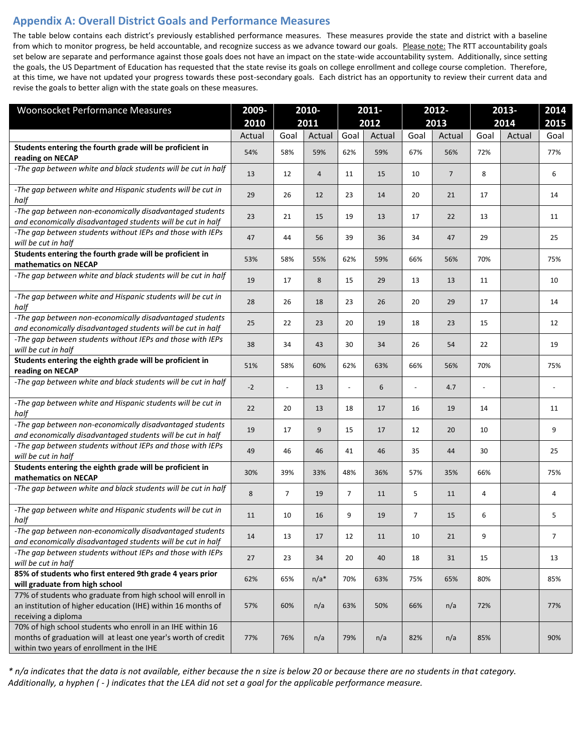## Appendix A: Overall District Goals and Performance Measures

The table below contains each district's previously established performance measures. These measures provide the state and district with a baseline from which to monitor progress, be held accountable, and recognize success as we advance toward our goals. Please note: The RTT accountability goals set below are separate and performance against those goals does not have an impact on the state-wide accountability system. Additionally, since setting the goals, the US Department of Education has requested that the state revise its goals on college enrollment and college course completion. Therefore, at this time, we have not updated your progress towards these post-secondary goals. Each district has an opportunity to review their current data and revise the goals to better align with the state goals on these measures.

| Woonsocket Performance Measures | 2009-2010 | 2010-2011 | | 2011-2012 | | 2012-2013 | | 2013-2014 | | 2014 2015 |
|---|---|---|---|---|---|---|---|---|---|---|
| | Actual | Goal | Actual | Goal | Actual | Goal | Actual | Goal | Actual | Goal |
| **Students entering the fourth grade will be proficient in reading on NECAP** | 54% | 58% | 59% | 62% | 59% | 67% | 56% | 72% | | 77% |
| *-The gap between white and black students will be cut in half* | 13 | 12 | 4 | 11 | 15 | 10 | 7 | 8 | | 6 |
| *-The gap between white and Hispanic students will be cut in half* | 29 | 26 | 12 | 23 | 14 | 20 | 21 | 17 | | 14 |
| *-The gap between non-economically disadvantaged students and economically disadvantaged students will be cut in half* | 23 | 21 | 15 | 19 | 13 | 17 | 22 | 13 | | 11 |
| *-The gap between students without IEPs and those with IEPs will be cut in half* | 47 | 44 | 56 | 39 | 36 | 34 | 47 | 29 | | 25 |
| **Students entering the fourth grade will be proficient in mathematics on NECAP** | 53% | 58% | 55% | 62% | 59% | 66% | 56% | 70% | | 75% |
| *-The gap between white and black students will be cut in half* | 19 | 17 | 8 | 15 | 29 | 13 | 13 | 11 | | 10 |
| *-The gap between white and Hispanic students will be cut in half* | 28 | 26 | 18 | 23 | 26 | 20 | 29 | 17 | | 14 |
| *-The gap between non-economically disadvantaged students and economically disadvantaged students will be cut in half* | 25 | 22 | 23 | 20 | 19 | 18 | 23 | 15 | | 12 |
| *-The gap between students without IEPs and those with IEPs will be cut in half* | 38 | 34 | 43 | 30 | 34 | 26 | 54 | 22 | | 19 |
| **Students entering the eighth grade will be proficient in reading on NECAP** | 51% | 58% | 60% | 62% | 63% | 66% | 56% | 70% | | 75% |
| *-The gap between white and black students will be cut in half* | -2 | - | 13 | - | 6 | - | 4.7 | - | | - |
| *-The gap between white and Hispanic students will be cut in half* | 22 | 20 | 13 | 18 | 17 | 16 | 19 | 14 | | 11 |
| *-The gap between non-economically disadvantaged students and economically disadvantaged students will be cut in half* | 19 | 17 | 9 | 15 | 17 | 12 | 20 | 10 | | 9 |
| *-The gap between students without IEPs and those with IEPs will be cut in half* | 49 | 46 | 46 | 41 | 46 | 35 | 44 | 30 | | 25 |
| **Students entering the eighth grade will be proficient in mathematics on NECAP** | 30% | 39% | 33% | 48% | 36% | 57% | 35% | 66% | | 75% |
| *-The gap between white and black students will be cut in half* | 8 | 7 | 19 | 7 | 11 | 5 | 11 | 4 | | 4 |
| *-The gap between white and Hispanic students will be cut in half* | 11 | 10 | 16 | 9 | 19 | 7 | 15 | 6 | | 5 |
| *-The gap between non-economically disadvantaged students and economically disadvantaged students will be cut in half* | 14 | 13 | 17 | 12 | 11 | 10 | 21 | 9 | | 7 |
| *-The gap between students without IEPs and those with IEPs will be cut in half* | 27 | 23 | 34 | 20 | 40 | 18 | 31 | 15 | | 13 |
| **85% of students who first entered 9th grade 4 years prior will graduate from high school** | 62% | 65% | n/a* | 70% | 63% | 75% | 65% | 80% | | 85% |
| 77% of students who graduate from high school will enroll in an institution of higher education (IHE) within 16 months of receiving a diploma | 57% | 60% | n/a | 63% | 50% | 66% | n/a | 72% | | 77% |
| 70% of high school students who enroll in an IHE within 16 months of graduation will at least one year's worth of credit within two years of enrollment in the IHE | 77% | 76% | n/a | 79% | n/a | 82% | n/a | 85% | | 90% |

*\* n/a indicates that the data is not available, either because the n size is below 20 or because there are no students in that category. Additionally, a hyphen ( - ) indicates that the LEA did not set a goal for the applicable performance measure.*